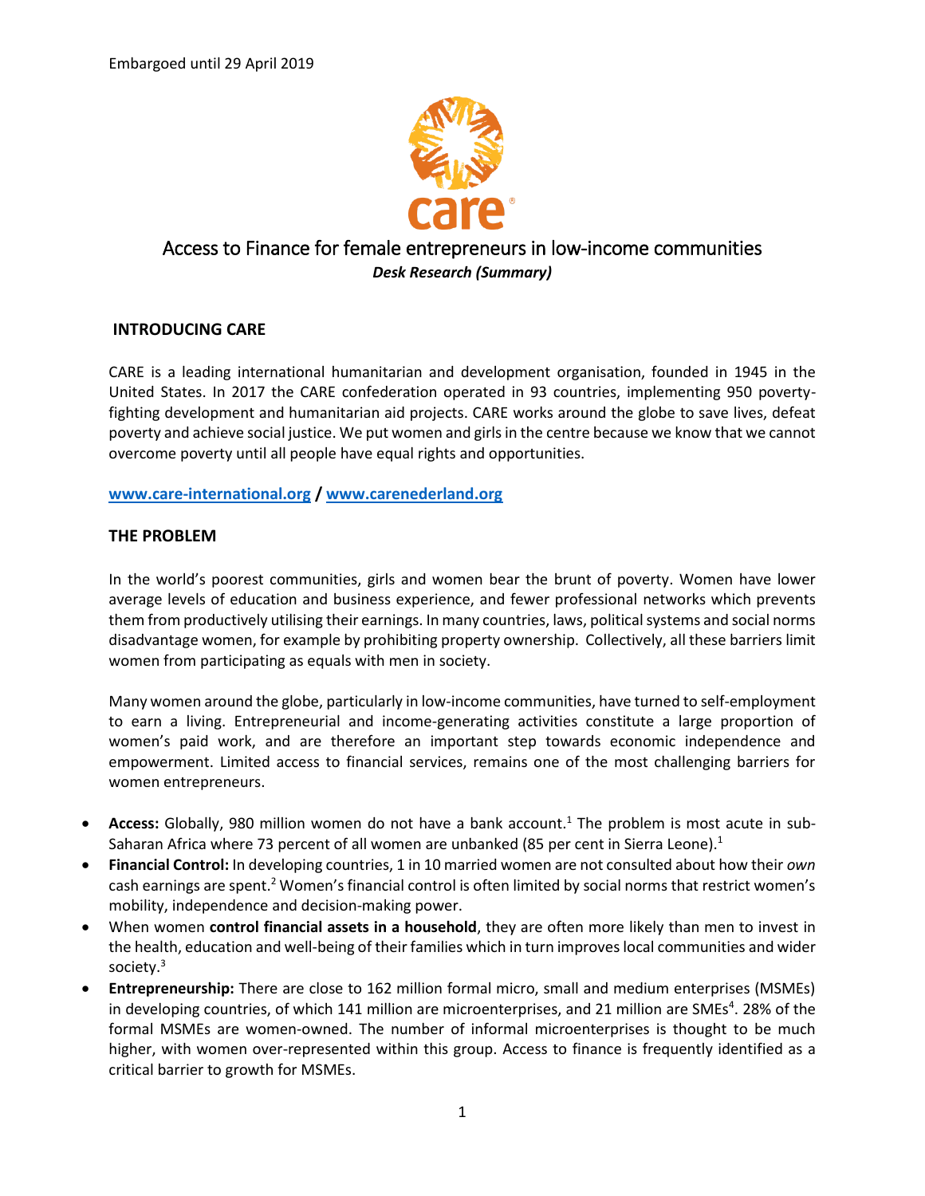Embargoed until 29 April 2019

# Access to Finance for female entrepreneurs in low-income communities

***Desk Research (Summary)***

## INTRODUCING CARE

CARE is a leading international humanitarian and development organisation, founded in 1945 in the United States. In 2017 the CARE confederation operated in 93 countries, implementing 950 poverty-fighting development and humanitarian aid projects. CARE works around the globe to save lives, defeat poverty and achieve social justice. We put women and girls in the centre because we know that we cannot overcome poverty until all people have equal rights and opportunities.

**www.care-international.org / www.carenederland.org**

## THE PROBLEM

In the world's poorest communities, girls and women bear the brunt of poverty. Women have lower average levels of education and business experience, and fewer professional networks which prevents them from productively utilising their earnings. In many countries, laws, political systems and social norms disadvantage women, for example by prohibiting property ownership. Collectively, all these barriers limit women from participating as equals with men in society.

Many women around the globe, particularly in low-income communities, have turned to self-employment to earn a living. Entrepreneurial and income-generating activities constitute a large proportion of women's paid work, and are therefore an important step towards economic independence and empowerment. Limited access to financial services, remains one of the most challenging barriers for women entrepreneurs.

- **Access:** Globally, 980 million women do not have a bank account.[1] The problem is most acute in sub-Saharan Africa where 73 percent of all women are unbanked (85 per cent in Sierra Leone).[1]
- **Financial Control:** In developing countries, 1 in 10 married women are not consulted about how their *own* cash earnings are spent.[2] Women's financial control is often limited by social norms that restrict women's mobility, independence and decision-making power.
- When women **control financial assets in a household**, they are often more likely than men to invest in the health, education and well-being of their families which in turn improves local communities and wider society.[3]
- **Entrepreneurship:** There are close to 162 million formal micro, small and medium enterprises (MSMEs) in developing countries, of which 141 million are microenterprises, and 21 million are SMEs[4]. 28% of the formal MSMEs are women-owned. The number of informal microenterprises is thought to be much higher, with women over-represented within this group. Access to finance is frequently identified as a critical barrier to growth for MSMEs.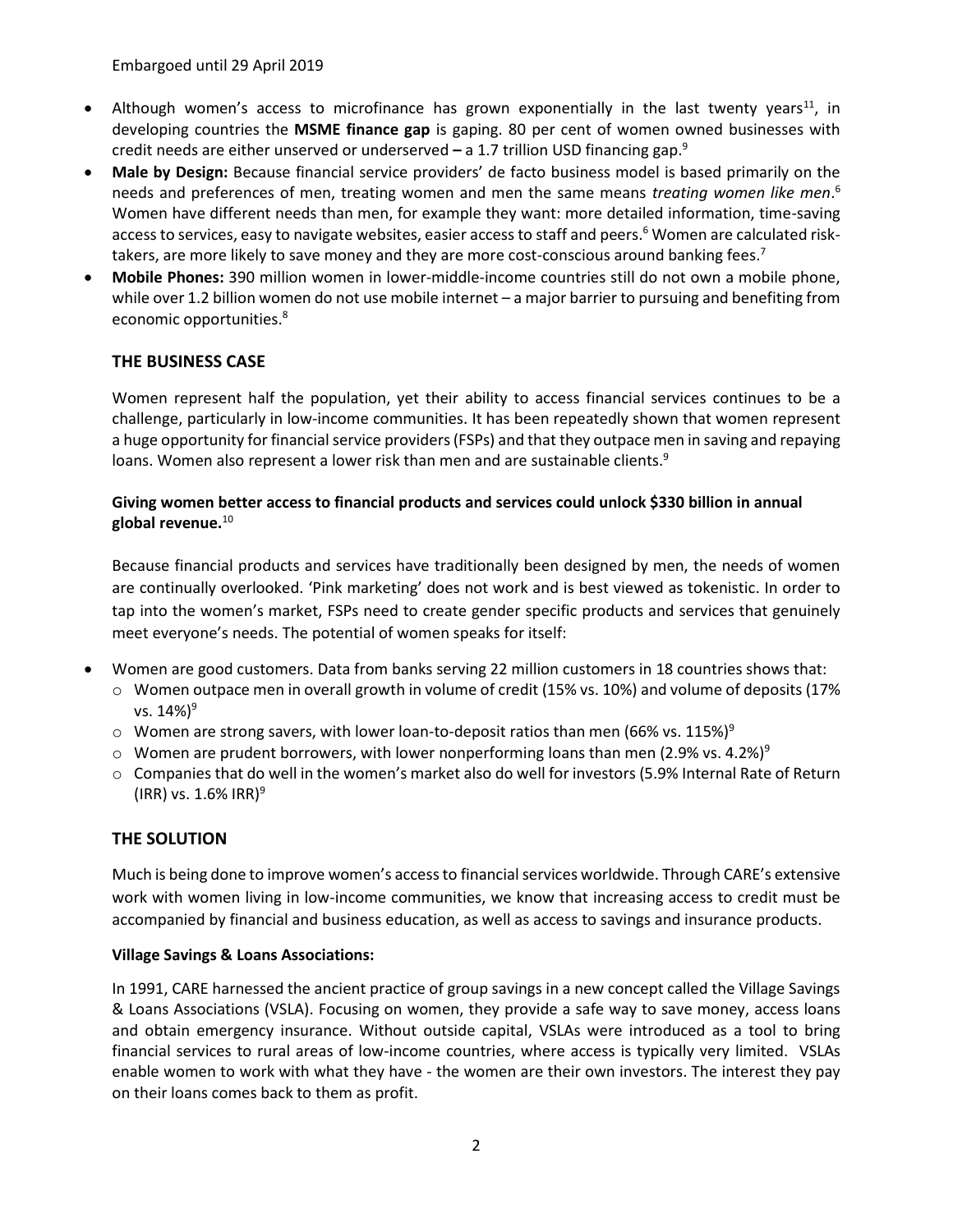- Although women's access to microfinance has grown exponentially in the last twenty years[11], in developing countries the **MSME finance gap** is gaping. 80 per cent of women owned businesses with credit needs are either unserved or underserved **–** a 1.7 trillion USD financing gap.[9]
- **Male by Design:** Because financial service providers' de facto business model is based primarily on the needs and preferences of men, treating women and men the same means *treating women like men*.[6] Women have different needs than men, for example they want: more detailed information, time-saving access to services, easy to navigate websites, easier access to staff and peers.[6] Women are calculated risk-takers, are more likely to save money and they are more cost-conscious around banking fees.[7]
- **Mobile Phones:** 390 million women in lower-middle-income countries still do not own a mobile phone, while over 1.2 billion women do not use mobile internet – a major barrier to pursuing and benefiting from economic opportunities.[8]

## THE BUSINESS CASE

Women represent half the population, yet their ability to access financial services continues to be a challenge, particularly in low-income communities. It has been repeatedly shown that women represent a huge opportunity for financial service providers (FSPs) and that they outpace men in saving and repaying loans. Women also represent a lower risk than men and are sustainable clients.[9]

**Giving women better access to financial products and services could unlock $330 billion in annual global revenue.**[10]

Because financial products and services have traditionally been designed by men, the needs of women are continually overlooked. 'Pink marketing' does not work and is best viewed as tokenistic. In order to tap into the women's market, FSPs need to create gender specific products and services that genuinely meet everyone's needs. The potential of women speaks for itself:

- Women are good customers. Data from banks serving 22 million customers in 18 countries shows that:
  - Women outpace men in overall growth in volume of credit (15% vs. 10%) and volume of deposits (17% vs. 14%)[9]
  - Women are strong savers, with lower loan-to-deposit ratios than men (66% vs. 115%)[9]
  - Women are prudent borrowers, with lower nonperforming loans than men (2.9% vs. 4.2%)[9]
  - Companies that do well in the women's market also do well for investors (5.9% Internal Rate of Return (IRR) vs. 1.6% IRR)[9]

## THE SOLUTION

Much is being done to improve women's access to financial services worldwide. Through CARE's extensive work with women living in low-income communities, we know that increasing access to credit must be accompanied by financial and business education, as well as access to savings and insurance products.

**Village Savings & Loans Associations:**

In 1991, CARE harnessed the ancient practice of group savings in a new concept called the Village Savings & Loans Associations (VSLA). Focusing on women, they provide a safe way to save money, access loans and obtain emergency insurance. Without outside capital, VSLAs were introduced as a tool to bring financial services to rural areas of low-income countries, where access is typically very limited. VSLAs enable women to work with what they have - the women are their own investors. The interest they pay on their loans comes back to them as profit.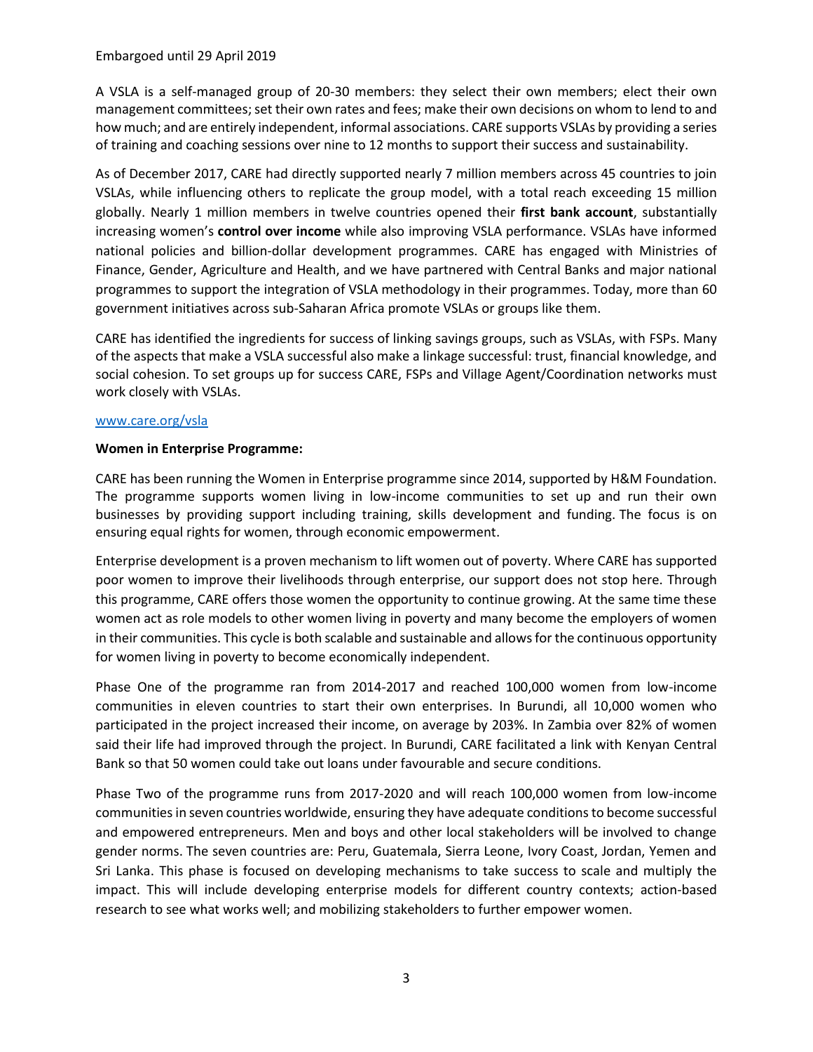Embargoed until 29 April 2019

A VSLA is a self-managed group of 20-30 members: they select their own members; elect their own management committees; set their own rates and fees; make their own decisions on whom to lend to and how much; and are entirely independent, informal associations. CARE supports VSLAs by providing a series of training and coaching sessions over nine to 12 months to support their success and sustainability.

As of December 2017, CARE had directly supported nearly 7 million members across 45 countries to join VSLAs, while influencing others to replicate the group model, with a total reach exceeding 15 million globally. Nearly 1 million members in twelve countries opened their **first bank account**, substantially increasing women's **control over income** while also improving VSLA performance. VSLAs have informed national policies and billion-dollar development programmes. CARE has engaged with Ministries of Finance, Gender, Agriculture and Health, and we have partnered with Central Banks and major national programmes to support the integration of VSLA methodology in their programmes. Today, more than 60 government initiatives across sub-Saharan Africa promote VSLAs or groups like them.

CARE has identified the ingredients for success of linking savings groups, such as VSLAs, with FSPs. Many of the aspects that make a VSLA successful also make a linkage successful: trust, financial knowledge, and social cohesion. To set groups up for success CARE, FSPs and Village Agent/Coordination networks must work closely with VSLAs.

[www.care.org/vsla](http://www.care.org/vsla)

**Women in Enterprise Programme:**

CARE has been running the Women in Enterprise programme since 2014, supported by H&M Foundation. The programme supports women living in low-income communities to set up and run their own businesses by providing support including training, skills development and funding. The focus is on ensuring equal rights for women, through economic empowerment.

Enterprise development is a proven mechanism to lift women out of poverty. Where CARE has supported poor women to improve their livelihoods through enterprise, our support does not stop here. Through this programme, CARE offers those women the opportunity to continue growing. At the same time these women act as role models to other women living in poverty and many become the employers of women in their communities. This cycle is both scalable and sustainable and allows for the continuous opportunity for women living in poverty to become economically independent.

Phase One of the programme ran from 2014-2017 and reached 100,000 women from low-income communities in eleven countries to start their own enterprises. In Burundi, all 10,000 women who participated in the project increased their income, on average by 203%. In Zambia over 82% of women said their life had improved through the project. In Burundi, CARE facilitated a link with Kenyan Central Bank so that 50 women could take out loans under favourable and secure conditions.

Phase Two of the programme runs from 2017-2020 and will reach 100,000 women from low-income communities in seven countries worldwide, ensuring they have adequate conditions to become successful and empowered entrepreneurs. Men and boys and other local stakeholders will be involved to change gender norms. The seven countries are: Peru, Guatemala, Sierra Leone, Ivory Coast, Jordan, Yemen and Sri Lanka. This phase is focused on developing mechanisms to take success to scale and multiply the impact. This will include developing enterprise models for different country contexts; action-based research to see what works well; and mobilizing stakeholders to further empower women.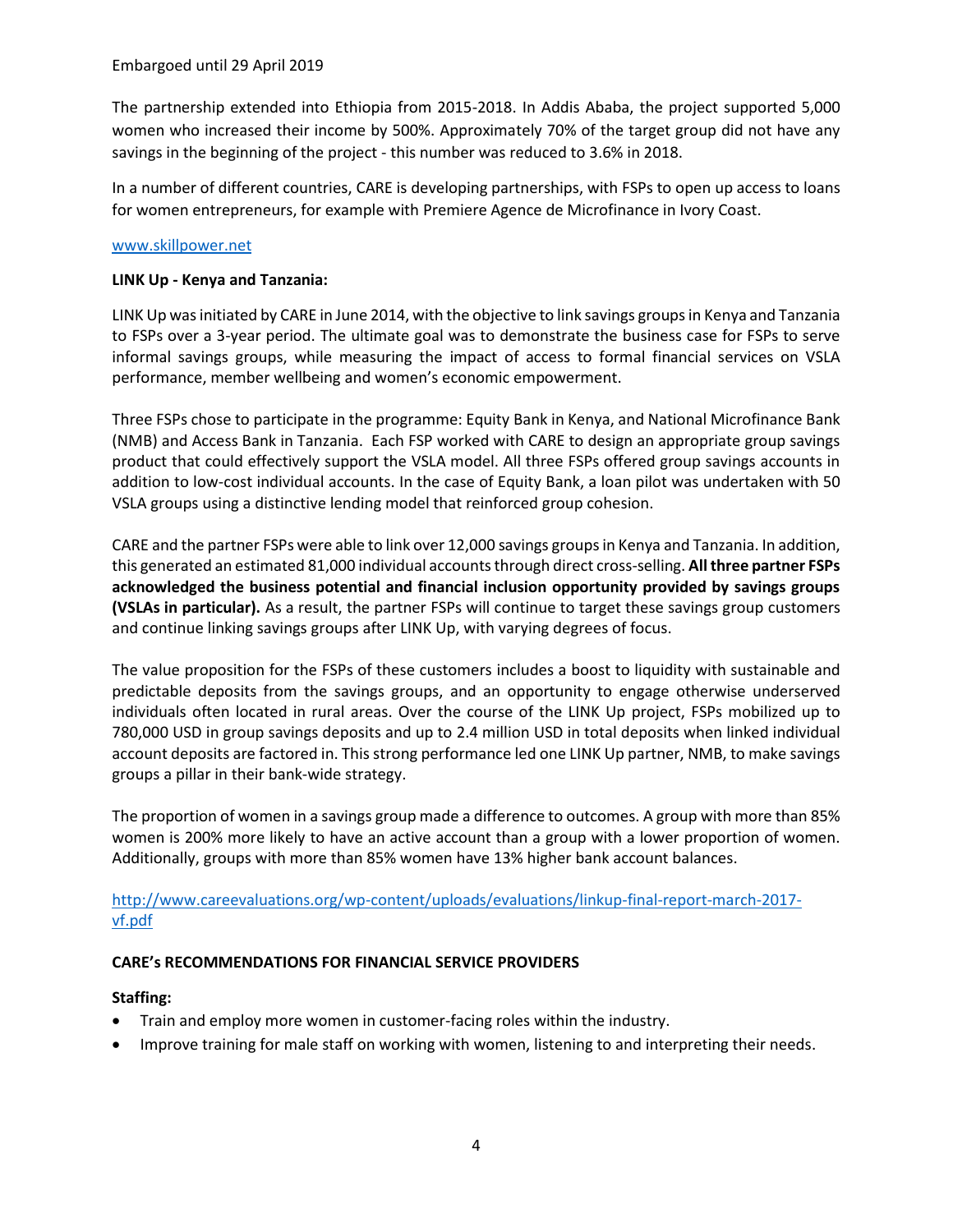Embargoed until 29 April 2019

The partnership extended into Ethiopia from 2015-2018. In Addis Ababa, the project supported 5,000 women who increased their income by 500%. Approximately 70% of the target group did not have any savings in the beginning of the project - this number was reduced to 3.6% in 2018.

In a number of different countries, CARE is developing partnerships, with FSPs to open up access to loans for women entrepreneurs, for example with Premiere Agence de Microfinance in Ivory Coast.

www.skillpower.net

**LINK Up - Kenya and Tanzania:**

LINK Up was initiated by CARE in June 2014, with the objective to link savings groups in Kenya and Tanzania to FSPs over a 3-year period. The ultimate goal was to demonstrate the business case for FSPs to serve informal savings groups, while measuring the impact of access to formal financial services on VSLA performance, member wellbeing and women's economic empowerment.

Three FSPs chose to participate in the programme: Equity Bank in Kenya, and National Microfinance Bank (NMB) and Access Bank in Tanzania. Each FSP worked with CARE to design an appropriate group savings product that could effectively support the VSLA model. All three FSPs offered group savings accounts in addition to low-cost individual accounts. In the case of Equity Bank, a loan pilot was undertaken with 50 VSLA groups using a distinctive lending model that reinforced group cohesion.

CARE and the partner FSPs were able to link over 12,000 savings groups in Kenya and Tanzania. In addition, this generated an estimated 81,000 individual accounts through direct cross-selling. **All three partner FSPs acknowledged the business potential and financial inclusion opportunity provided by savings groups (VSLAs in particular).** As a result, the partner FSPs will continue to target these savings group customers and continue linking savings groups after LINK Up, with varying degrees of focus.

The value proposition for the FSPs of these customers includes a boost to liquidity with sustainable and predictable deposits from the savings groups, and an opportunity to engage otherwise underserved individuals often located in rural areas. Over the course of the LINK Up project, FSPs mobilized up to 780,000 USD in group savings deposits and up to 2.4 million USD in total deposits when linked individual account deposits are factored in. This strong performance led one LINK Up partner, NMB, to make savings groups a pillar in their bank-wide strategy.

The proportion of women in a savings group made a difference to outcomes. A group with more than 85% women is 200% more likely to have an active account than a group with a lower proportion of women. Additionally, groups with more than 85% women have 13% higher bank account balances.

http://www.careevaluations.org/wp-content/uploads/evaluations/linkup-final-report-march-2017-vf.pdf

**CARE's RECOMMENDATIONS FOR FINANCIAL SERVICE PROVIDERS**

**Staffing:**

- Train and employ more women in customer-facing roles within the industry.
- Improve training for male staff on working with women, listening to and interpreting their needs.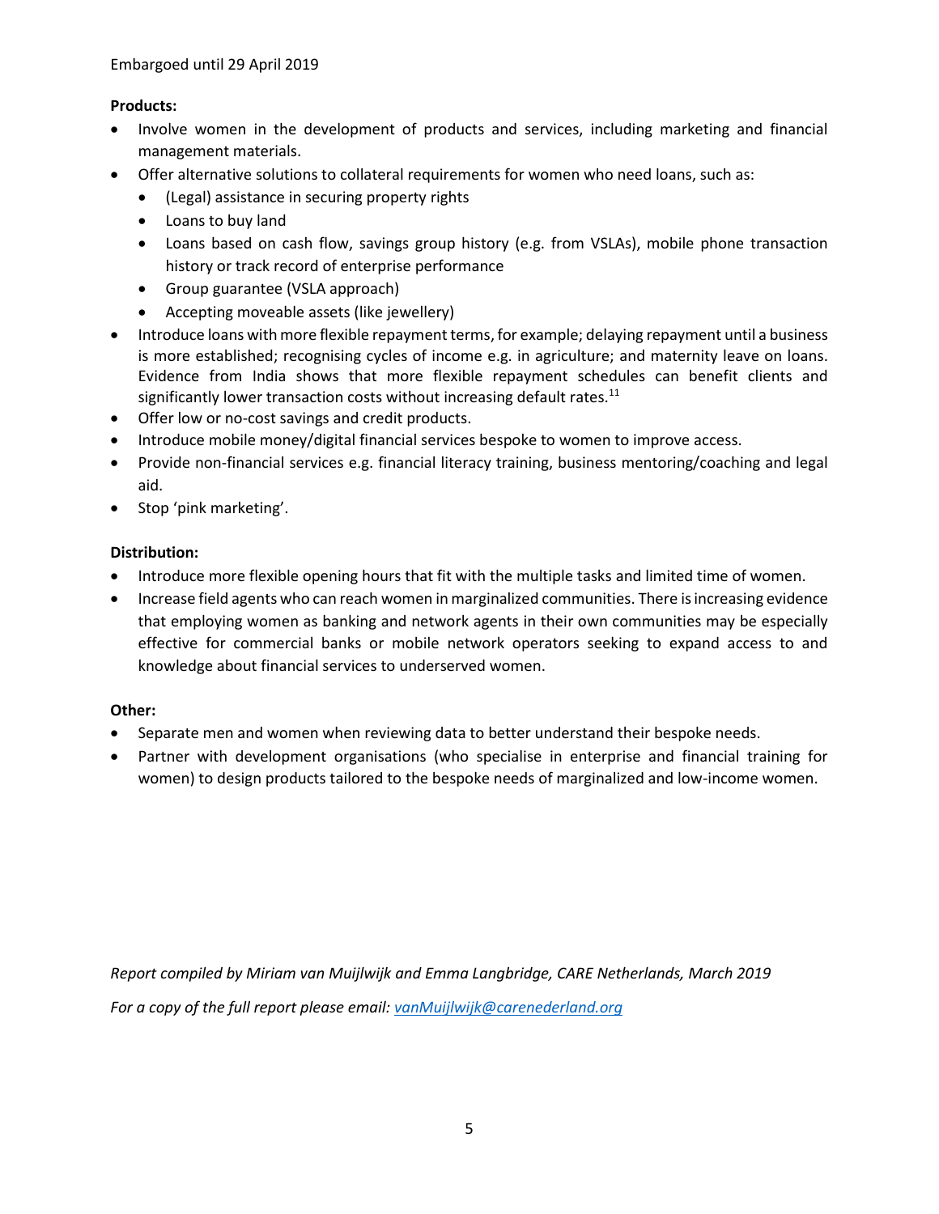Embargoed until 29 April 2019

**Products:**

- Involve women in the development of products and services, including marketing and financial management materials.
- Offer alternative solutions to collateral requirements for women who need loans, such as:
  - (Legal) assistance in securing property rights
  - Loans to buy land
  - Loans based on cash flow, savings group history (e.g. from VSLAs), mobile phone transaction history or track record of enterprise performance
  - Group guarantee (VSLA approach)
  - Accepting moveable assets (like jewellery)
- Introduce loans with more flexible repayment terms, for example; delaying repayment until a business is more established; recognising cycles of income e.g. in agriculture; and maternity leave on loans. Evidence from India shows that more flexible repayment schedules can benefit clients and significantly lower transaction costs without increasing default rates.[11]
- Offer low or no-cost savings and credit products.
- Introduce mobile money/digital financial services bespoke to women to improve access.
- Provide non-financial services e.g. financial literacy training, business mentoring/coaching and legal aid.
- Stop 'pink marketing'.

**Distribution:**

- Introduce more flexible opening hours that fit with the multiple tasks and limited time of women.
- Increase field agents who can reach women in marginalized communities. There is increasing evidence that employing women as banking and network agents in their own communities may be especially effective for commercial banks or mobile network operators seeking to expand access to and knowledge about financial services to underserved women.

**Other:**

- Separate men and women when reviewing data to better understand their bespoke needs.
- Partner with development organisations (who specialise in enterprise and financial training for women) to design products tailored to the bespoke needs of marginalized and low-income women.

*Report compiled by Miriam van Muijlwijk and Emma Langbridge, CARE Netherlands, March 2019*

*For a copy of the full report please email: vanMuijlwijk@carenederland.org*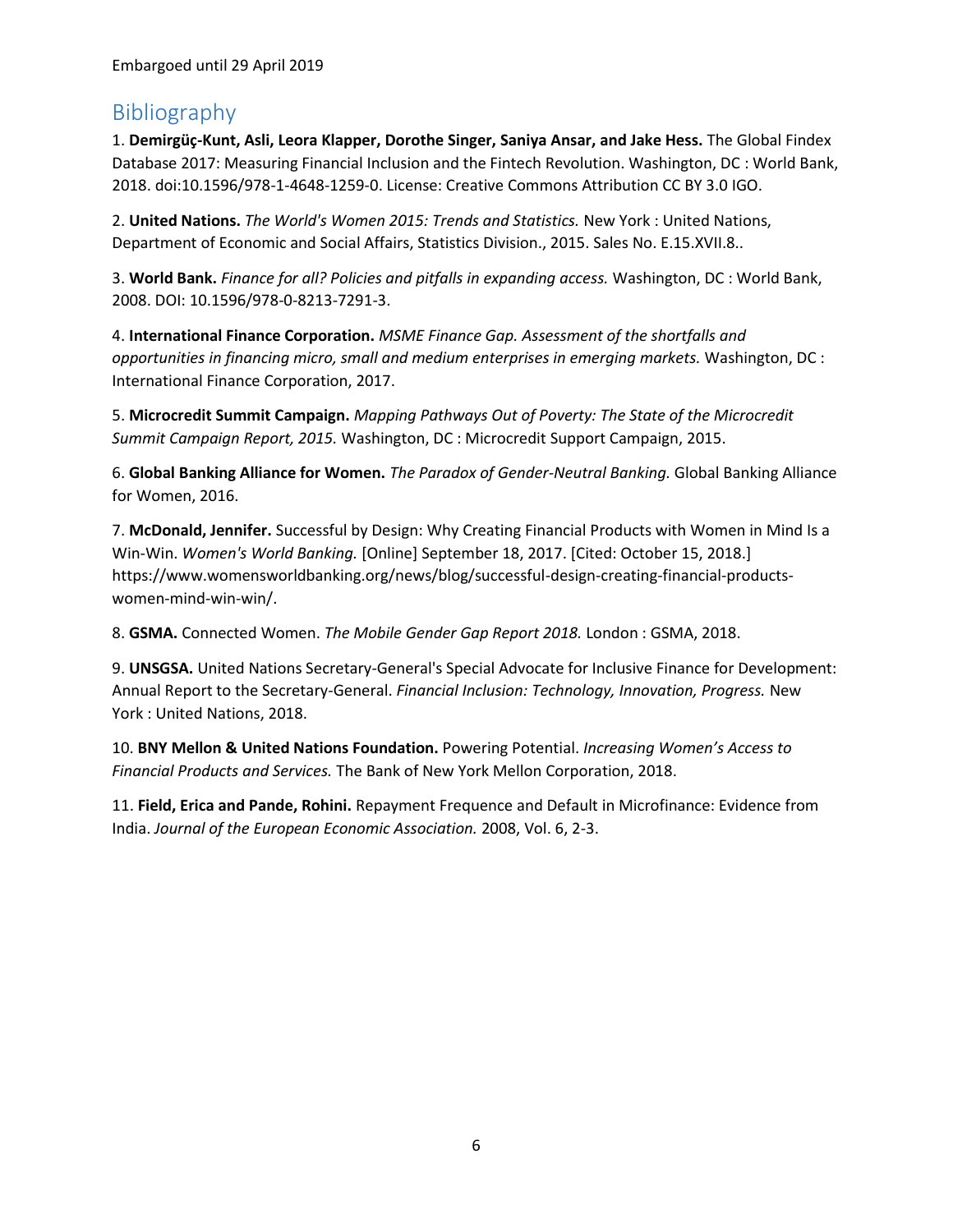Embargoed until 29 April 2019

## Bibliography

1. **Demirgüç-Kunt, Asli, Leora Klapper, Dorothe Singer, Saniya Ansar, and Jake Hess.** The Global Findex Database 2017: Measuring Financial Inclusion and the Fintech Revolution. Washington, DC : World Bank, 2018. doi:10.1596/978-1-4648-1259-0. License: Creative Commons Attribution CC BY 3.0 IGO.

2. **United Nations.** *The World's Women 2015: Trends and Statistics.* New York : United Nations, Department of Economic and Social Affairs, Statistics Division., 2015. Sales No. E.15.XVII.8..

3. **World Bank.** *Finance for all? Policies and pitfalls in expanding access.* Washington, DC : World Bank, 2008. DOI: 10.1596/978-0-8213-7291-3.

4. **International Finance Corporation.** *MSME Finance Gap. Assessment of the shortfalls and opportunities in financing micro, small and medium enterprises in emerging markets.* Washington, DC : International Finance Corporation, 2017.

5. **Microcredit Summit Campaign.** *Mapping Pathways Out of Poverty: The State of the Microcredit Summit Campaign Report, 2015.* Washington, DC : Microcredit Support Campaign, 2015.

6. **Global Banking Alliance for Women.** *The Paradox of Gender-Neutral Banking.* Global Banking Alliance for Women, 2016.

7. **McDonald, Jennifer.** Successful by Design: Why Creating Financial Products with Women in Mind Is a Win-Win. *Women's World Banking.* [Online] September 18, 2017. [Cited: October 15, 2018.] https://www.womensworldbanking.org/news/blog/successful-design-creating-financial-products-women-mind-win-win/.

8. **GSMA.** Connected Women. *The Mobile Gender Gap Report 2018.* London : GSMA, 2018.

9. **UNSGSA.** United Nations Secretary-General's Special Advocate for Inclusive Finance for Development: Annual Report to the Secretary-General. *Financial Inclusion: Technology, Innovation, Progress.* New York : United Nations, 2018.

10. **BNY Mellon & United Nations Foundation.** Powering Potential. *Increasing Women's Access to Financial Products and Services.* The Bank of New York Mellon Corporation, 2018.

11. **Field, Erica and Pande, Rohini.** Repayment Frequence and Default in Microfinance: Evidence from India. *Journal of the European Economic Association.* 2008, Vol. 6, 2-3.